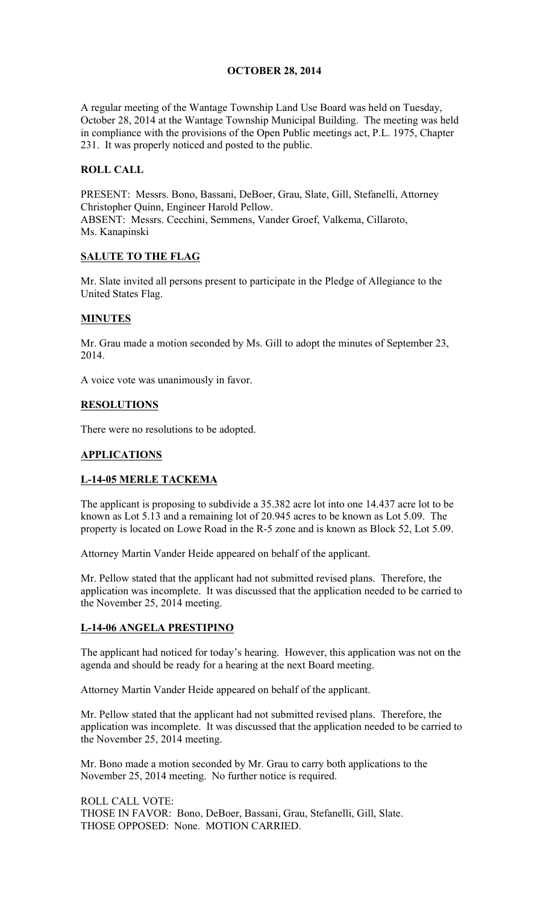**OCTOBER 28, 2014**

A regular meeting of the Wantage Township Land Use Board was held on Tuesday, October 28, 2014 at the Wantage Township Municipal Building. The meeting was held in compliance with the provisions of the Open Public meetings act, P.L. 1975, Chapter 231. It was properly noticed and posted to the public.

**ROLL CALL**

PRESENT: Messrs. Bono, Bassani, DeBoer, Grau, Slate, Gill, Stefanelli, Attorney Christopher Quinn, Engineer Harold Pellow.
ABSENT: Messrs. Cecchini, Semmens, Vander Groef, Valkema, Cillaroto, Ms. Kanapinski

**SALUTE TO THE FLAG**

Mr. Slate invited all persons present to participate in the Pledge of Allegiance to the United States Flag.

**MINUTES**

Mr. Grau made a motion seconded by Ms. Gill to adopt the minutes of September 23, 2014.

A voice vote was unanimously in favor.

**RESOLUTIONS**

There were no resolutions to be adopted.

**APPLICATIONS**

**L-14-05 MERLE TACKEMA**

The applicant is proposing to subdivide a 35.382 acre lot into one 14.437 acre lot to be known as Lot 5.13 and a remaining lot of 20.945 acres to be known as Lot 5.09. The property is located on Lowe Road in the R-5 zone and is known as Block 52, Lot 5.09.

Attorney Martin Vander Heide appeared on behalf of the applicant.

Mr. Pellow stated that the applicant had not submitted revised plans. Therefore, the application was incomplete. It was discussed that the application needed to be carried to the November 25, 2014 meeting.

**L-14-06 ANGELA PRESTIPINO**

The applicant had noticed for today's hearing. However, this application was not on the agenda and should be ready for a hearing at the next Board meeting.

Attorney Martin Vander Heide appeared on behalf of the applicant.

Mr. Pellow stated that the applicant had not submitted revised plans. Therefore, the application was incomplete. It was discussed that the application needed to be carried to the November 25, 2014 meeting.

Mr. Bono made a motion seconded by Mr. Grau to carry both applications to the November 25, 2014 meeting. No further notice is required.

ROLL CALL VOTE:
THOSE IN FAVOR: Bono, DeBoer, Bassani, Grau, Stefanelli, Gill, Slate.
THOSE OPPOSED: None. MOTION CARRIED.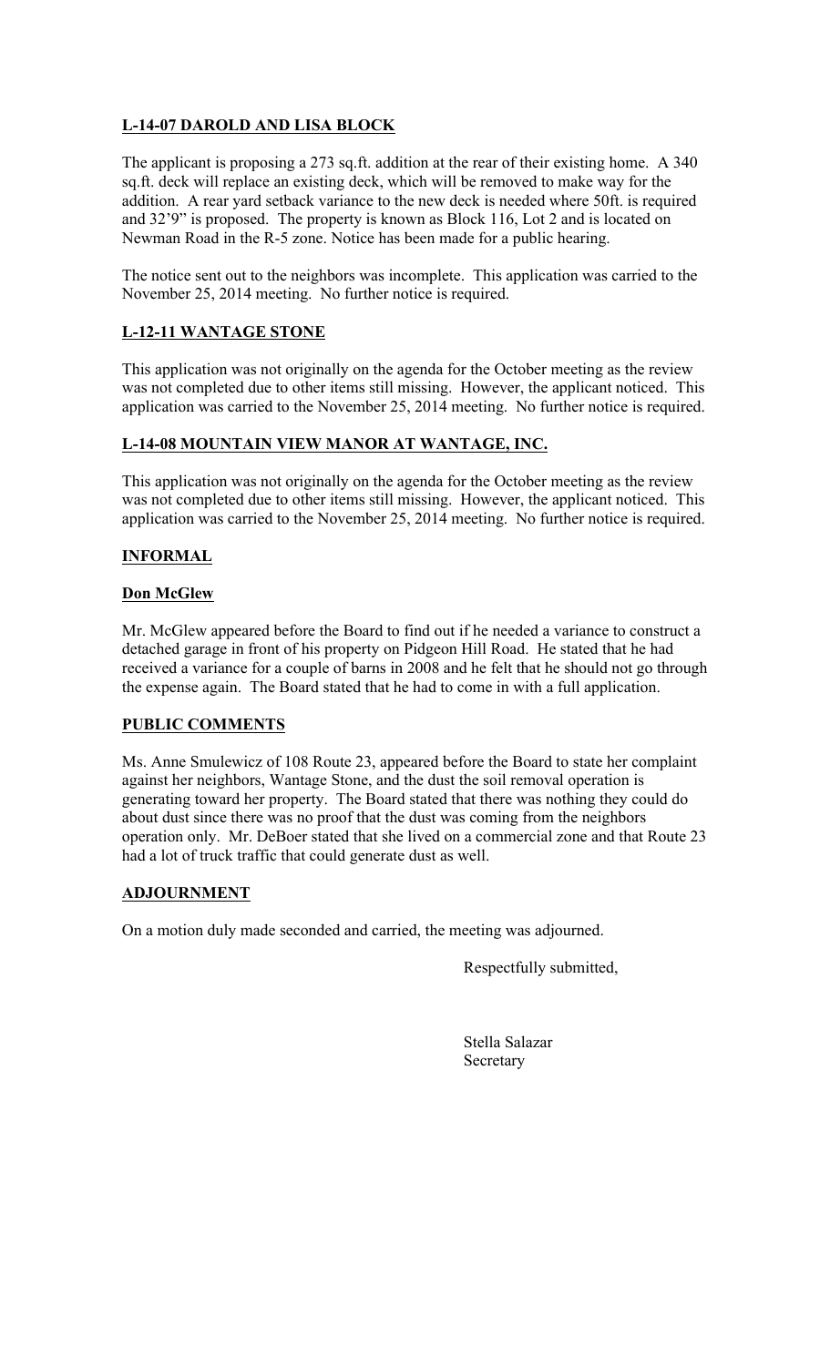## L-14-07 DAROLD AND LISA BLOCK

The applicant is proposing a 273 sq.ft. addition at the rear of their existing home. A 340 sq.ft. deck will replace an existing deck, which will be removed to make way for the addition. A rear yard setback variance to the new deck is needed where 50ft. is required and 32'9" is proposed. The property is known as Block 116, Lot 2 and is located on Newman Road in the R-5 zone. Notice has been made for a public hearing.

The notice sent out to the neighbors was incomplete. This application was carried to the November 25, 2014 meeting. No further notice is required.

## L-12-11 WANTAGE STONE

This application was not originally on the agenda for the October meeting as the review was not completed due to other items still missing. However, the applicant noticed. This application was carried to the November 25, 2014 meeting. No further notice is required.

## L-14-08 MOUNTAIN VIEW MANOR AT WANTAGE, INC.

This application was not originally on the agenda for the October meeting as the review was not completed due to other items still missing. However, the applicant noticed. This application was carried to the November 25, 2014 meeting. No further notice is required.

## INFORMAL

### Don McGlew

Mr. McGlew appeared before the Board to find out if he needed a variance to construct a detached garage in front of his property on Pidgeon Hill Road. He stated that he had received a variance for a couple of barns in 2008 and he felt that he should not go through the expense again. The Board stated that he had to come in with a full application.

## PUBLIC COMMENTS

Ms. Anne Smulewicz of 108 Route 23, appeared before the Board to state her complaint against her neighbors, Wantage Stone, and the dust the soil removal operation is generating toward her property. The Board stated that there was nothing they could do about dust since there was no proof that the dust was coming from the neighbors operation only. Mr. DeBoer stated that she lived on a commercial zone and that Route 23 had a lot of truck traffic that could generate dust as well.

## ADJOURNMENT

On a motion duly made seconded and carried, the meeting was adjourned.

Respectfully submitted,

Stella Salazar
Secretary